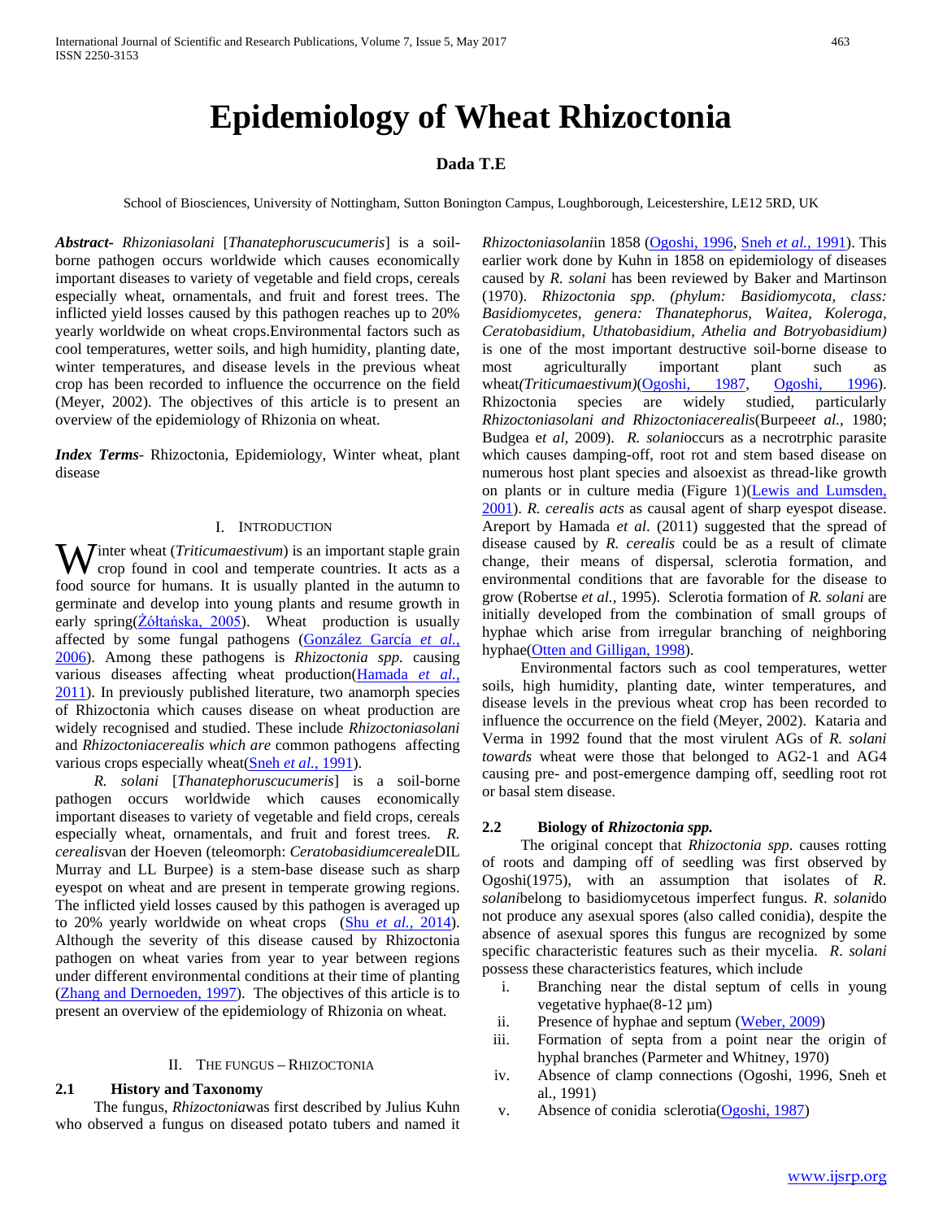# Epidemiology of Wheat Rhizoctonia

**Dada T.E**

School of Biosciences, University of Nottingham, Sutton Bonington Campus, Loughborough, Leicestershire, LE12 5RD, UK

***Abstract***- *Rhizoniasolani* [*Thanatephoruscucumeris*] is a soil-borne pathogen occurs worldwide which causes economically important diseases to variety of vegetable and field crops, cereals especially wheat, ornamentals, and fruit and forest trees. The inflicted yield losses caused by this pathogen reaches up to 20% yearly worldwide on wheat crops.Environmental factors such as cool temperatures, wetter soils, and high humidity, planting date, winter temperatures, and disease levels in the previous wheat crop has been recorded to influence the occurrence on the field (Meyer, 2002). The objectives of this article is to present an overview of the epidemiology of Rhizonia on wheat.

***Index Terms***- Rhizoctonia, Epidemiology, Winter wheat, plant disease

## I. Introduction

Winter wheat (*Triticumaestivum*) is an important staple grain crop found in cool and temperate countries. It acts as a food source for humans. It is usually planted in the autumn to germinate and develop into young plants and resume growth in early spring(Żółtańska, 2005). Wheat production is usually affected by some fungal pathogens (González García *et al.*, 2006). Among these pathogens is *Rhizoctonia spp.* causing various diseases affecting wheat production(Hamada *et al.*, 2011). In previously published literature, two anamorph species of Rhizoctonia which causes disease on wheat production are widely recognised and studied. These include *Rhizoctoniasolani* and *Rhizoctoniacerealis which are* common pathogens affecting various crops especially wheat(Sneh *et al.*, 1991).

*R. solani* [*Thanatephoruscucumeris*] is a soil-borne pathogen occurs worldwide which causes economically important diseases to variety of vegetable and field crops, cereals especially wheat, ornamentals, and fruit and forest trees. *R. cerealis*van der Hoeven (teleomorph: *Ceratobasidiumcereale*DIL Murray and LL Burpee) is a stem-base disease such as sharp eyespot on wheat and are present in temperate growing regions. The inflicted yield losses caused by this pathogen is averaged up to 20% yearly worldwide on wheat crops (Shu *et al.*, 2014). Although the severity of this disease caused by Rhizoctonia pathogen on wheat varies from year to year between regions under different environmental conditions at their time of planting (Zhang and Dernoeden, 1997). The objectives of this article is to present an overview of the epidemiology of Rhizonia on wheat.

## II. The Fungus – Rhizoctonia

### 2.1 History and Taxonomy

The fungus, *Rhizoctonia*was first described by Julius Kuhn who observed a fungus on diseased potato tubers and named it *Rhizoctoniasolani*in 1858 (Ogoshi, 1996, Sneh *et al.*, 1991). This earlier work done by Kuhn in 1858 on epidemiology of diseases caused by *R. solani* has been reviewed by Baker and Martinson (1970). *Rhizoctonia spp. (phylum: Basidiomycota, class: Basidiomycetes, genera: Thanatephorus, Waitea, Koleroga, Ceratobasidium, Uthatobasidium, Athelia and Botryobasidium)* is one of the most important destructive soil-borne disease to most agriculturally important plant such as wheat*(Triticumaestivum)*(Ogoshi, 1987, Ogoshi, 1996). Rhizoctonia species are widely studied, particularly *Rhizoctoniasolani and Rhizoctoniacerealis*(Burpee*et al.*, 1980; Budgea e*t al,* 2009). *R. solani*occurs as a necrotrphic parasite which causes damping-off, root rot and stem based disease on numerous host plant species and alsoexist as thread-like growth on plants or in culture media (Figure 1)(Lewis and Lumsden, 2001). *R. cerealis acts* as causal agent of sharp eyespot disease. Areport by Hamada *et al*. (2011) suggested that the spread of disease caused by *R. cerealis* could be as a result of climate change, their means of dispersal, sclerotia formation, and environmental conditions that are favorable for the disease to grow (Robertse *et al.*, 1995). Sclerotia formation of *R. solani* are initially developed from the combination of small groups of hyphae which arise from irregular branching of neighboring hyphae(Otten and Gilligan, 1998).

Environmental factors such as cool temperatures, wetter soils, high humidity, planting date, winter temperatures, and disease levels in the previous wheat crop has been recorded to influence the occurrence on the field (Meyer, 2002). Kataria and Verma in 1992 found that the most virulent AGs of *R. solani towards* wheat were those that belonged to AG2-1 and AG4 causing pre- and post-emergence damping off, seedling root rot or basal stem disease.

### 2.2 Biology of *Rhizoctonia spp.*

The original concept that *Rhizoctonia spp*. causes rotting of roots and damping off of seedling was first observed by Ogoshi(1975), with an assumption that isolates of *R. solani*belong to basidiomycetous imperfect fungus. *R. solani*do not produce any asexual spores (also called conidia), despite the absence of asexual spores this fungus are recognized by some specific characteristic features such as their mycelia. *R. solani* possess these characteristics features, which include

i. Branching near the distal septum of cells in young vegetative hyphae(8-12 µm)
ii. Presence of hyphae and septum (Weber, 2009)
iii. Formation of septa from a point near the origin of hyphal branches (Parmeter and Whitney, 1970)
iv. Absence of clamp connections (Ogoshi, 1996, Sneh et al., 1991)
v. Absence of conidia sclerotia(Ogoshi, 1987)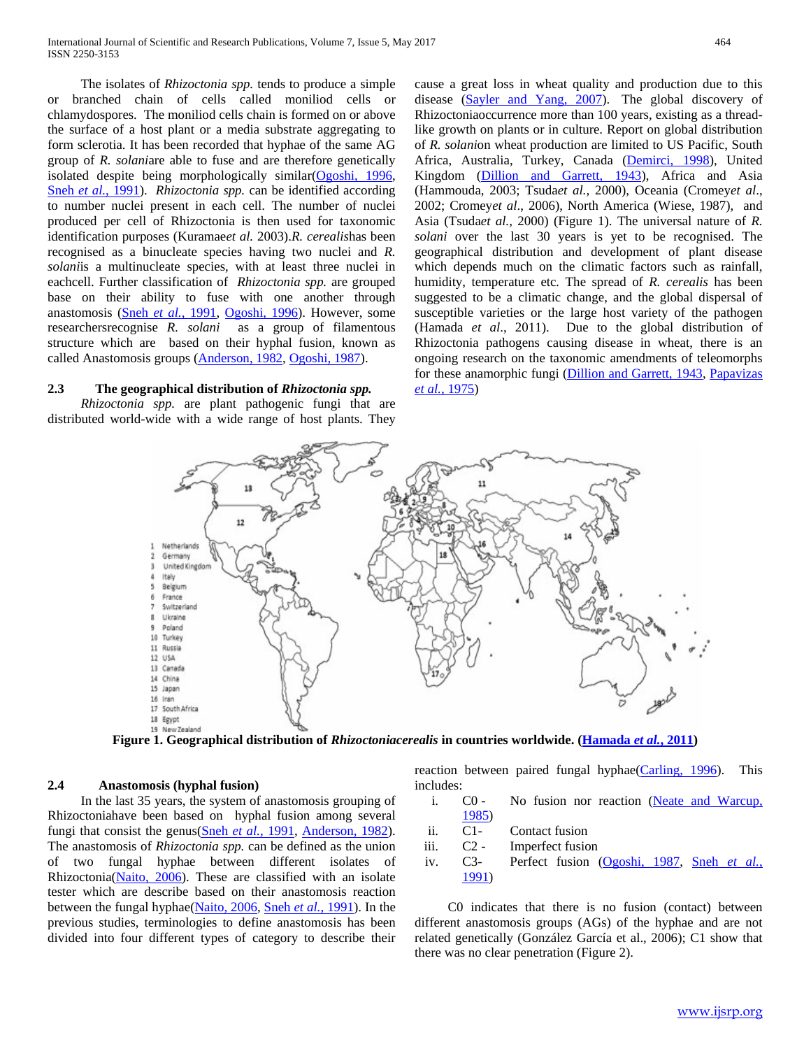The isolates of *Rhizoctonia spp.* tends to produce a simple or branched chain of cells called moniliod cells or chlamydospores. The moniliod cells chain is formed on or above the surface of a host plant or a media substrate aggregating to form sclerotia. It has been recorded that hyphae of the same AG group of *R. solani*are able to fuse and are therefore genetically isolated despite being morphologically similar(Ogoshi, 1996, Sneh *et al.*, 1991). *Rhizoctonia spp.* can be identified according to number nuclei present in each cell. The number of nuclei produced per cell of Rhizoctonia is then used for taxonomic identification purposes (Kuramae*et al.* 2003).*R. cerealis*has been recognised as a binucleate species having two nuclei and *R. solani*is a multinucleate species, with at least three nuclei in eachcell. Further classification of *Rhizoctonia spp.* are grouped base on their ability to fuse with one another through anastomosis (Sneh *et al.*, 1991, Ogoshi, 1996). However, some researchersrecognise *R. solani* as a group of filamentous structure which are based on their hyphal fusion, known as called Anastomosis groups (Anderson, 1982, Ogoshi, 1987).

### 2.3 The geographical distribution of *Rhizoctonia spp.*

*Rhizoctonia spp.* are plant pathogenic fungi that are distributed world-wide with a wide range of host plants. They cause a great loss in wheat quality and production due to this disease (Sayler and Yang, 2007). The global discovery of Rhizoctoniaoccurrence more than 100 years, existing as a thread-like growth on plants or in culture. Report on global distribution of *R. solani*on wheat production are limited to US Pacific, South Africa, Australia, Turkey, Canada (Demirci, 1998), United Kingdom (Dillion and Garrett, 1943), Africa and Asia (Hammouda, 2003; Tsuda*et al.*, 2000), Oceania (Cromey*et al*., 2002; Cromey*et al*., 2006), North America (Wiese, 1987), and Asia (Tsuda*et al.*, 2000) (Figure 1). The universal nature of *R. solani* over the last 30 years is yet to be recognised. The geographical distribution and development of plant disease which depends much on the climatic factors such as rainfall, humidity, temperature etc. The spread of *R. cerealis* has been suggested to be a climatic change, and the global dispersal of susceptible varieties or the large host variety of the pathogen (Hamada *et al*., 2011). Due to the global distribution of Rhizoctonia pathogens causing disease in wheat, there is an ongoing research on the taxonomic amendments of teleomorphs for these anamorphic fungi (Dillion and Garrett, 1943, Papavizas *et al.*, 1975)

1 Netherlands
2 Germany
3 United Kingdom
4 Italy
5 Belgium
6 France
7 Switzerland
8 Ukraine
9 Poland
10 Turkey
11 Russia
12 USA
13 Canada
14 China
15 Japan
16 Iran
17 South Africa
18 Egypt
19 New Zealand

**Figure 1. Geographical distribution of *Rhizoctoniacerealis* in countries worldwide. (Hamada *et al.*, 2011)**

### 2.4 Anastomosis (hyphal fusion)

In the last 35 years, the system of anastomosis grouping of Rhizoctoniahave been based on hyphal fusion among several fungi that consist the genus(Sneh *et al.*, 1991, Anderson, 1982). The anastomosis of *Rhizoctonia spp.* can be defined as the union of two fungal hyphae between different isolates of Rhizoctonia(Naito, 2006). These are classified with an isolate tester which are describe based on their anastomosis reaction between the fungal hyphae(Naito, 2006, Sneh *et al.*, 1991). In the previous studies, terminologies to define anastomosis has been divided into four different types of category to describe their reaction between paired fungal hyphae(Carling, 1996). This includes:

i. C0 - No fusion nor reaction (Neate and Warcup, 1985)
ii. C1- Contact fusion
iii. C2 - Imperfect fusion
iv. C3- Perfect fusion (Ogoshi, 1987, Sneh *et al.*, 1991)

C0 indicates that there is no fusion (contact) between different anastomosis groups (AGs) of the hyphae and are not related genetically (González García et al., 2006); C1 show that there was no clear penetration (Figure 2).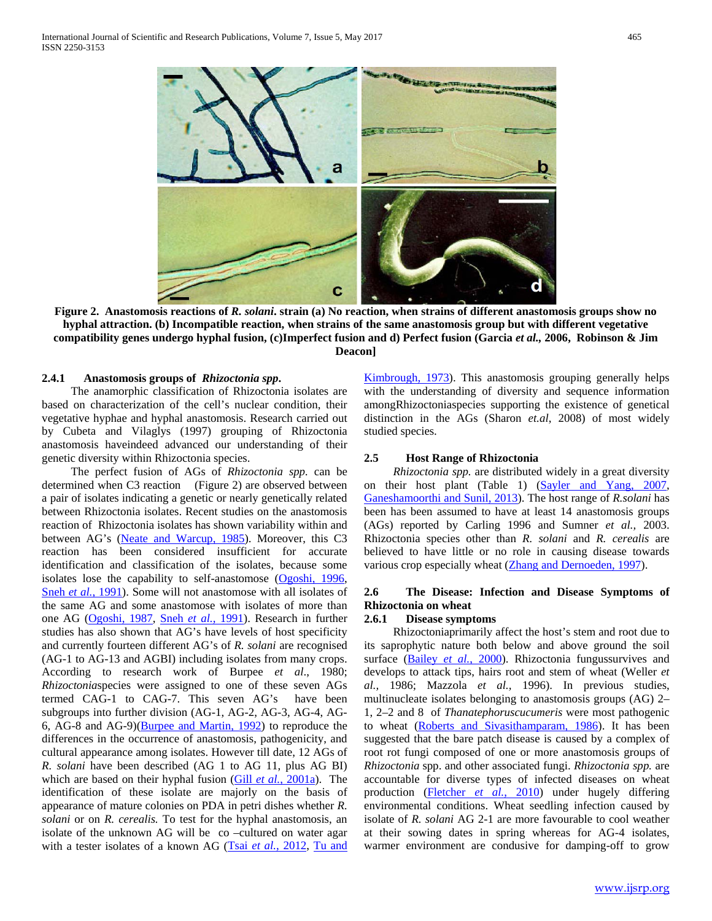**Figure 2. Anastomosis reactions of *R. solani*. strain (a) No reaction, when strains of different anastomosis groups show no hyphal attraction. (b) Incompatible reaction, when strains of the same anastomosis group but with different vegetative compatibility genes undergo hyphal fusion, (c)Imperfect fusion and d) Perfect fusion (Garcia *et al.*, 2006, Robinson & Jim Deacon]**

#### 2.4.1 Anastomosis groups of *Rhizoctonia spp*.

The anamorphic classification of Rhizoctonia isolates are based on characterization of the cell's nuclear condition, their vegetative hyphae and hyphal anastomosis. Research carried out by Cubeta and Vilaglys (1997) grouping of Rhizoctonia anastomosis haveindeed advanced our understanding of their genetic diversity within Rhizoctonia species.

The perfect fusion of AGs of *Rhizoctonia spp.* can be determined when C3 reaction (Figure 2) are observed between a pair of isolates indicating a genetic or nearly genetically related between Rhizoctonia isolates. Recent studies on the anastomosis reaction of Rhizoctonia isolates has shown variability within and between AG's (Neate and Warcup, 1985). Moreover, this C3 reaction has been considered insufficient for accurate identification and classification of the isolates, because some isolates lose the capability to self-anastomose (Ogoshi, 1996, Sneh *et al.*, 1991). Some will not anastomose with all isolates of the same AG and some anastomose with isolates of more than one AG (Ogoshi, 1987, Sneh *et al.*, 1991). Research in further studies has also shown that AG's have levels of host specificity and currently fourteen different AG's of *R. solani* are recognised (AG-1 to AG-13 and AGBI) including isolates from many crops. According to research work of Burpee *et al*., 1980; *Rhizoctonia*species were assigned to one of these seven AGs termed CAG-1 to CAG-7. This seven AG's have been subgroups into further division (AG-1, AG-2, AG-3, AG-4, AG-6, AG-8 and AG-9)(Burpee and Martin, 1992) to reproduce the differences in the occurrence of anastomosis, pathogenicity, and cultural appearance among isolates. However till date, 12 AGs of *R. solani* have been described (AG 1 to AG 11, plus AG BI) which are based on their hyphal fusion (Gill *et al.*, 2001a). The identification of these isolate are majorly on the basis of appearance of mature colonies on PDA in petri dishes whether *R. solani* or on *R. cerealis.* To test for the hyphal anastomosis, an isolate of the unknown AG will be co –cultured on water agar with a tester isolates of a known AG (Tsai *et al.*, 2012, Tu and Kimbrough, 1973). This anastomosis grouping generally helps with the understanding of diversity and sequence information amongRhizoctoniaspecies supporting the existence of genetical distinction in the AGs (Sharon *et.al*, 2008) of most widely studied species.

### 2.5 Host Range of Rhizoctonia

*Rhizoctonia spp.* are distributed widely in a great diversity on their host plant (Table 1) (Sayler and Yang, 2007, Ganeshamoorthi and Sunil, 2013). The host range of *R.solani* has been has been assumed to have at least 14 anastomosis groups (AGs) reported by Carling 1996 and Sumner *et al.,* 2003. Rhizoctonia species other than *R. solani* and *R. cerealis* are believed to have little or no role in causing disease towards various crop especially wheat (Zhang and Dernoeden, 1997).

### 2.6 The Disease: Infection and Disease Symptoms of Rhizoctonia on wheat

#### 2.6.1 Disease symptoms

Rhizoctoniaprimarily affect the host's stem and root due to its saprophytic nature both below and above ground the soil surface (Bailey *et al.*, 2000). Rhizoctonia fungussurvives and develops to attack tips, hairs root and stem of wheat (Weller *et al.*, 1986; Mazzola *et al.*, 1996). In previous studies, multinucleate isolates belonging to anastomosis groups (AG) 2–1, 2–2 and 8 of *Thanatephoruscucumeris* were most pathogenic to wheat (Roberts and Sivasithamparam, 1986). It has been suggested that the bare patch disease is caused by a complex of root rot fungi composed of one or more anastomosis groups of *Rhizoctonia* spp. and other associated fungi. *Rhizoctonia spp.* are accountable for diverse types of infected diseases on wheat production (Fletcher *et al.*, 2010) under hugely differing environmental conditions. Wheat seedling infection caused by isolate of *R. solani* AG 2-1 are more favourable to cool weather at their sowing dates in spring whereas for AG-4 isolates, warmer environment are condusive for damping-off to grow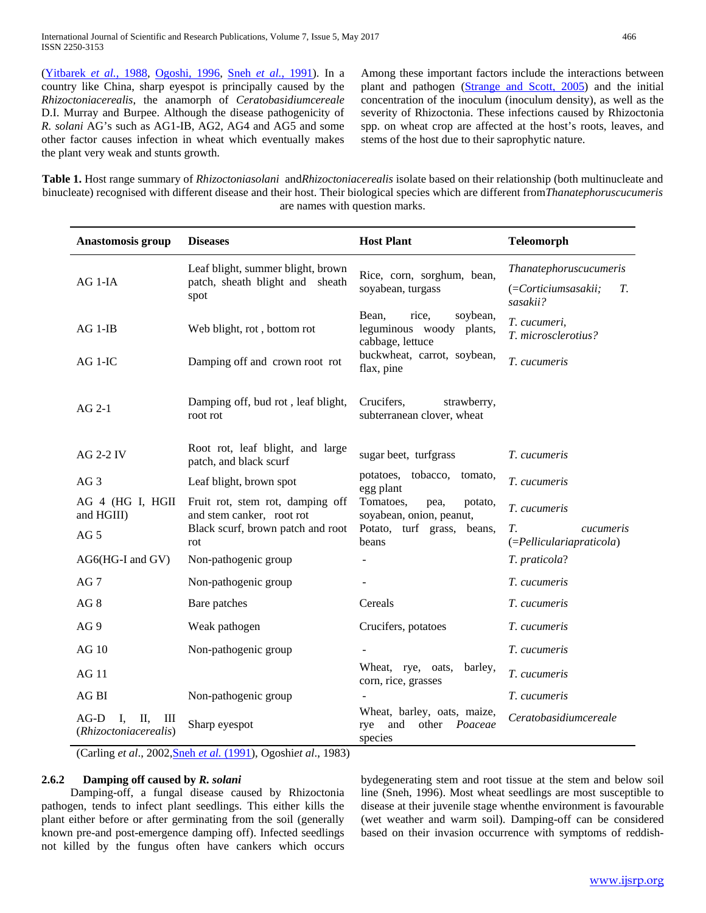(Yitbarek *et al.*, 1988, Ogoshi, 1996, Sneh *et al.*, 1991). In a country like China, sharp eyespot is principally caused by the *Rhizoctoniacerealis*, the anamorph of *Ceratobasidiumcereale* D.I. Murray and Burpee. Although the disease pathogenicity of *R. solani* AG's such as AG1-IB, AG2, AG4 and AG5 and some other factor causes infection in wheat which eventually makes the plant very weak and stunts growth.

Among these important factors include the interactions between plant and pathogen (Strange and Scott, 2005) and the initial concentration of the inoculum (inoculum density), as well as the severity of Rhizoctonia. These infections caused by Rhizoctonia spp. on wheat crop are affected at the host's roots, leaves, and stems of the host due to their saprophytic nature.

**Table 1.** Host range summary of *Rhizoctoniasolani* and*Rhizoctoniacerealis* isolate based on their relationship (both multinucleate and binucleate) recognised with different disease and their host. Their biological species which are different from*Thanatephoruscucumeris* are names with question marks.

| Anastomosis group | Diseases | Host Plant | Teleomorph |
|---|---|---|---|
| AG 1-IA | Leaf blight, summer blight, brown patch, sheath blight and sheath spot | Rice, corn, sorghum, bean, soyabean, turgass | *Thanatephoruscucumeris* (=*Corticiumsasakii; T. sasakii?* |
| AG 1-IB | Web blight, rot , bottom rot | Bean, rice, soybean, leguminous woody plants, cabbage, lettuce | *T. cucumeri, T. microsclerotius?* |
| AG 1-IC | Damping off and crown root rot | buckwheat, carrot, soybean, flax, pine | *T. cucumeris* |
| AG 2-1 | Damping off, bud rot , leaf blight, root rot | Crucifers, strawberry, subterranean clover, wheat | |
| AG 2-2 IV | Root rot, leaf blight, and large patch, and black scurf | sugar beet, turfgrass | *T. cucumeris* |
| AG 3 | Leaf blight, brown spot | potatoes, tobacco, tomato, egg plant | *T. cucumeris* |
| AG 4 (HG I, HGII and HGIII) | Fruit rot, stem rot, damping off and stem canker, root rot | Tomatoes, pea, potato, soyabean, onion, peanut, | *T. cucumeris* |
| AG 5 | Black scurf, brown patch and root rot | Potato, turf grass, beans, beans | *T. cucumeris* (=*Pelliculariapraticola*) |
| AG6(HG-I and GV) | Non-pathogenic group | - | *T. praticola*? |
| AG 7 | Non-pathogenic group | - | *T. cucumeris* |
| AG 8 | Bare patches | Cereals | *T. cucumeris* |
| AG 9 | Weak pathogen | Crucifers, potatoes | *T. cucumeris* |
| AG 10 | Non-pathogenic group | - | *T. cucumeris* |
| AG 11 | | Wheat, rye, oats, barley, corn, rice, grasses | *T. cucumeris* |
| AG BI | Non-pathogenic group | - | *T. cucumeris* |
| AG-D I, II, III (*Rhizoctoniacerealis*) | Sharp eyespot | Wheat, barley, oats, maize, rye and other *Poaceae* species | *Ceratobasidiumcereale* |

(Carling *et al*., 2002,Sneh *et al.* (1991), Ogoshi*et al*., 1983)

### 2.6.2 Damping off caused by *R. solani*

Damping-off, a fungal disease caused by Rhizoctonia pathogen, tends to infect plant seedlings. This either kills the plant either before or after germinating from the soil (generally known pre-and post-emergence damping off). Infected seedlings not killed by the fungus often have cankers which occurs bydegenerating stem and root tissue at the stem and below soil line (Sneh, 1996). Most wheat seedlings are most susceptible to disease at their juvenile stage whenthe environment is favourable (wet weather and warm soil). Damping-off can be considered based on their invasion occurrence with symptoms of reddish-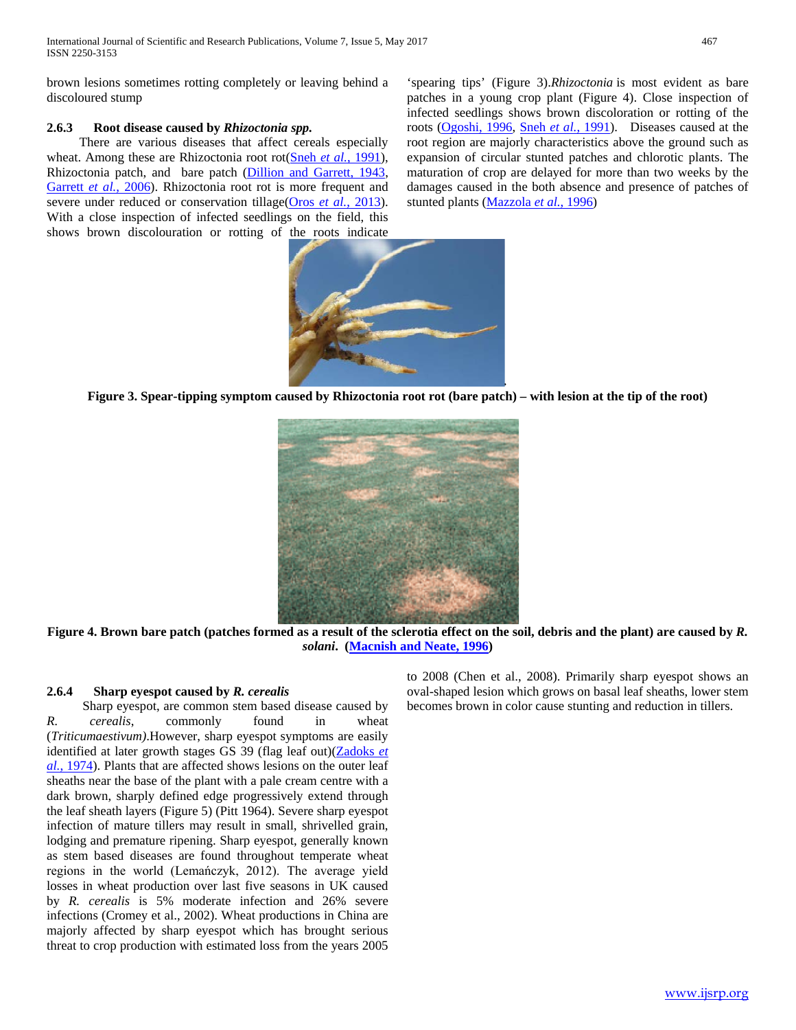brown lesions sometimes rotting completely or leaving behind a discoloured stump

### 2.6.3 Root disease caused by *Rhizoctonia spp.*

There are various diseases that affect cereals especially wheat. Among these are Rhizoctonia root rot(Sneh *et al.*, 1991), Rhizoctonia patch, and bare patch (Dillion and Garrett, 1943, Garrett *et al.*, 2006). Rhizoctonia root rot is more frequent and severe under reduced or conservation tillage(Oros *et al.*, 2013). With a close inspection of infected seedlings on the field, this shows brown discolouration or rotting of the roots indicate 'spearing tips' (Figure 3).*Rhizoctonia* is most evident as bare patches in a young crop plant (Figure 4). Close inspection of infected seedlings shows brown discoloration or rotting of the roots (Ogoshi, 1996, Sneh *et al.*, 1991). Diseases caused at the root region are majorly characteristics above the ground such as expansion of circular stunted patches and chlorotic plants. The maturation of crop are delayed for more than two weeks by the damages caused in the both absence and presence of patches of stunted plants (Mazzola *et al.*, 1996)

**Figure 3. Spear-tipping symptom caused by Rhizoctonia root rot (bare patch) – with lesion at the tip of the root)**

**Figure 4. Brown bare patch (patches formed as a result of the sclerotia effect on the soil, debris and the plant) are caused by *R. solani*. (Macnish and Neate, 1996)**

### 2.6.4 Sharp eyespot caused by *R. cerealis*

Sharp eyespot, are common stem based disease caused by *R. cerealis*, commonly found in wheat (*Triticumaestivum)*.However, sharp eyespot symptoms are easily identified at later growth stages GS 39 (flag leaf out)(Zadoks *et al.*, 1974). Plants that are affected shows lesions on the outer leaf sheaths near the base of the plant with a pale cream centre with a dark brown, sharply defined edge progressively extend through the leaf sheath layers (Figure 5) (Pitt 1964). Severe sharp eyespot infection of mature tillers may result in small, shrivelled grain, lodging and premature ripening. Sharp eyespot, generally known as stem based diseases are found throughout temperate wheat regions in the world (Lemańczyk, 2012). The average yield losses in wheat production over last five seasons in UK caused by *R. cerealis* is 5% moderate infection and 26% severe infections (Cromey et al., 2002). Wheat productions in China are majorly affected by sharp eyespot which has brought serious threat to crop production with estimated loss from the years 2005 to 2008 (Chen et al., 2008). Primarily sharp eyespot shows an oval-shaped lesion which grows on basal leaf sheaths, lower stem becomes brown in color cause stunting and reduction in tillers.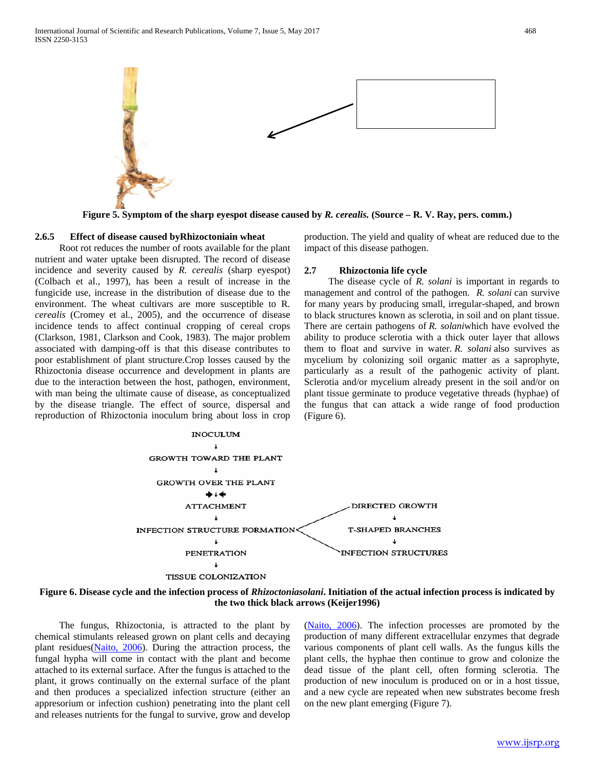Figure 5. Symptom of the sharp eyespot disease caused by *R. cerealis.* (Source – R. V. Ray, pers. comm.)

### 2.6.5 Effect of disease caused byRhizoctoniain wheat

Root rot reduces the number of roots available for the plant nutrient and water uptake been disrupted. The record of disease incidence and severity caused by *R. cerealis* (sharp eyespot) (Colbach et al., 1997), has been a result of increase in the fungicide use, increase in the distribution of disease due to the environment. The wheat cultivars are more susceptible to R. *cerealis* (Cromey et al., 2005), and the occurrence of disease incidence tends to affect continual cropping of cereal crops (Clarkson, 1981, Clarkson and Cook, 1983). The major problem associated with damping-off is that this disease contributes to poor establishment of plant structure.Crop losses caused by the Rhizoctonia disease occurrence and development in plants are due to the interaction between the host, pathogen, environment, with man being the ultimate cause of disease, as conceptualized by the disease triangle. The effect of source, dispersal and reproduction of Rhizoctonia inoculum bring about loss in crop production. The yield and quality of wheat are reduced due to the impact of this disease pathogen.

## 2.7 Rhizoctonia life cycle

The disease cycle of *R. solani* is important in regards to management and control of the pathogen. *R. solani* can survive for many years by producing small, irregular-shaped, and brown to black structures known as sclerotia, in soil and on plant tissue. There are certain pathogens of *R. solani*which have evolved the ability to produce sclerotia with a thick outer layer that allows them to float and survive in water. *R. solani* also survives as mycelium by colonizing soil organic matter as a saprophyte, particularly as a result of the pathogenic activity of plant. Sclerotia and/or mycelium already present in the soil and/or on plant tissue germinate to produce vegetative threads (hyphae) of the fungus that can attack a wide range of food production (Figure 6).

INOCULUM → GROWTH TOWARD THE PLANT → GROWTH OVER THE PLANT → ATTACHMENT → INFECTION STRUCTURE FORMATION → PENETRATION → TISSUE COLONIZATION

INFECTION STRUCTURE FORMATION: DIRECTED GROWTH → T-SHAPED BRANCHES → INFECTION STRUCTURES

Figure 6. Disease cycle and the infection process of *Rhizoctoniasolani*. Initiation of the actual infection process is indicated by the two thick black arrows (Keijer1996)

The fungus, Rhizoctonia, is attracted to the plant by chemical stimulants released grown on plant cells and decaying plant residues(Naito, 2006). During the attraction process, the fungal hypha will come in contact with the plant and become attached to its external surface. After the fungus is attached to the plant, it grows continually on the external surface of the plant and then produces a specialized infection structure (either an appresorium or infection cushion) penetrating into the plant cell and releases nutrients for the fungal to survive, grow and develop (Naito, 2006). The infection processes are promoted by the production of many different extracellular enzymes that degrade various components of plant cell walls. As the fungus kills the plant cells, the hyphae then continue to grow and colonize the dead tissue of the plant cell, often forming sclerotia. The production of new inoculum is produced on or in a host tissue, and a new cycle are repeated when new substrates become fresh on the new plant emerging (Figure 7).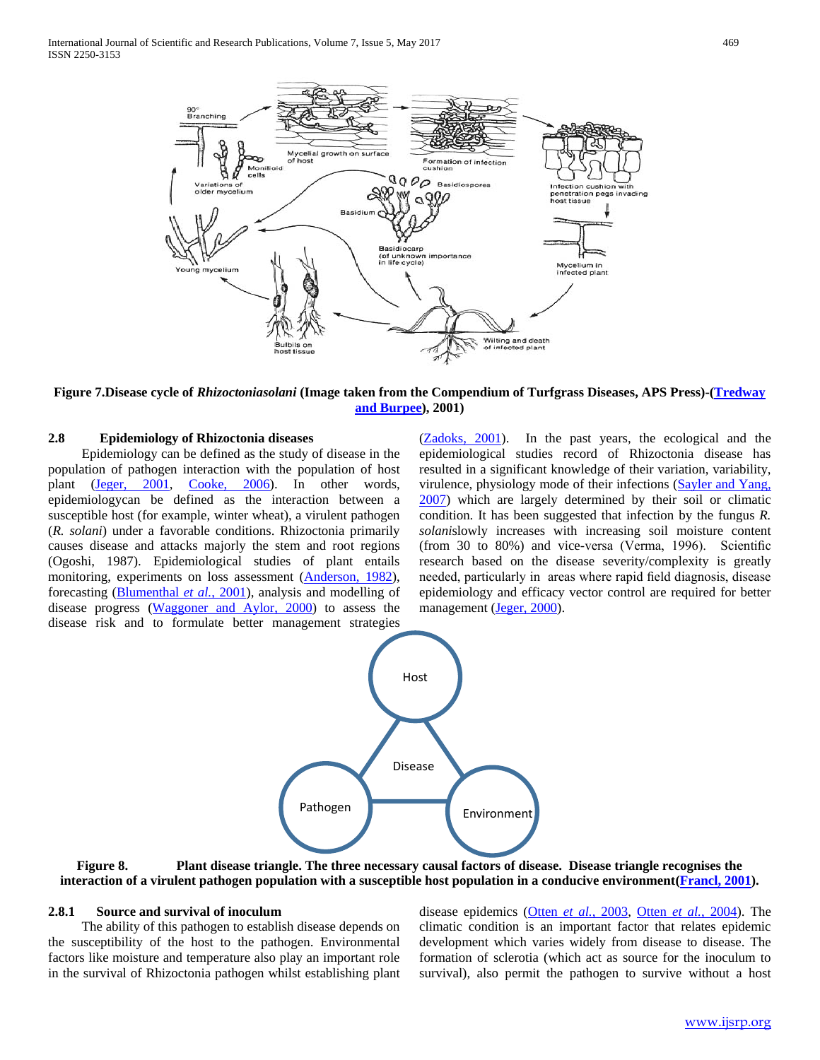**Figure 7.Disease cycle of *Rhizoctoniasolani* (Image taken from the Compendium of Turfgrass Diseases, APS Press)-(Tredway and Burpee), 2001)**

### 2.8 Epidemiology of Rhizoctonia diseases

Epidemiology can be defined as the study of disease in the population of pathogen interaction with the population of host plant (Jeger, 2001, Cooke, 2006). In other words, epidemiologycan be defined as the interaction between a susceptible host (for example, winter wheat), a virulent pathogen (*R. solani*) under a favorable conditions. Rhizoctonia primarily causes disease and attacks majorly the stem and root regions (Ogoshi, 1987). Epidemiological studies of plant entails monitoring, experiments on loss assessment (Anderson, 1982), forecasting (Blumenthal *et al.*, 2001), analysis and modelling of disease progress (Waggoner and Aylor, 2000) to assess the disease risk and to formulate better management strategies (Zadoks, 2001). In the past years, the ecological and the epidemiological studies record of Rhizoctonia disease has resulted in a significant knowledge of their variation, variability, virulence, physiology mode of their infections (Sayler and Yang, 2007) which are largely determined by their soil or climatic condition. It has been suggested that infection by the fungus *R. solani*slowly increases with increasing soil moisture content (from 30 to 80%) and vice-versa (Verma, 1996). Scientific research based on the disease severity/complexity is greatly needed, particularly in areas where rapid field diagnosis, disease epidemiology and efficacy vector control are required for better management (Jeger, 2000).

**Figure 8. Plant disease triangle. The three necessary causal factors of disease. Disease triangle recognises the interaction of a virulent pathogen population with a susceptible host population in a conducive environment(Francl, 2001).**

#### 2.8.1 Source and survival of inoculum

The ability of this pathogen to establish disease depends on the susceptibility of the host to the pathogen. Environmental factors like moisture and temperature also play an important role in the survival of Rhizoctonia pathogen whilst establishing plant disease epidemics (Otten *et al.*, 2003, Otten *et al.*, 2004). The climatic condition is an important factor that relates epidemic development which varies widely from disease to disease. The formation of sclerotia (which act as source for the inoculum to survival), also permit the pathogen to survive without a host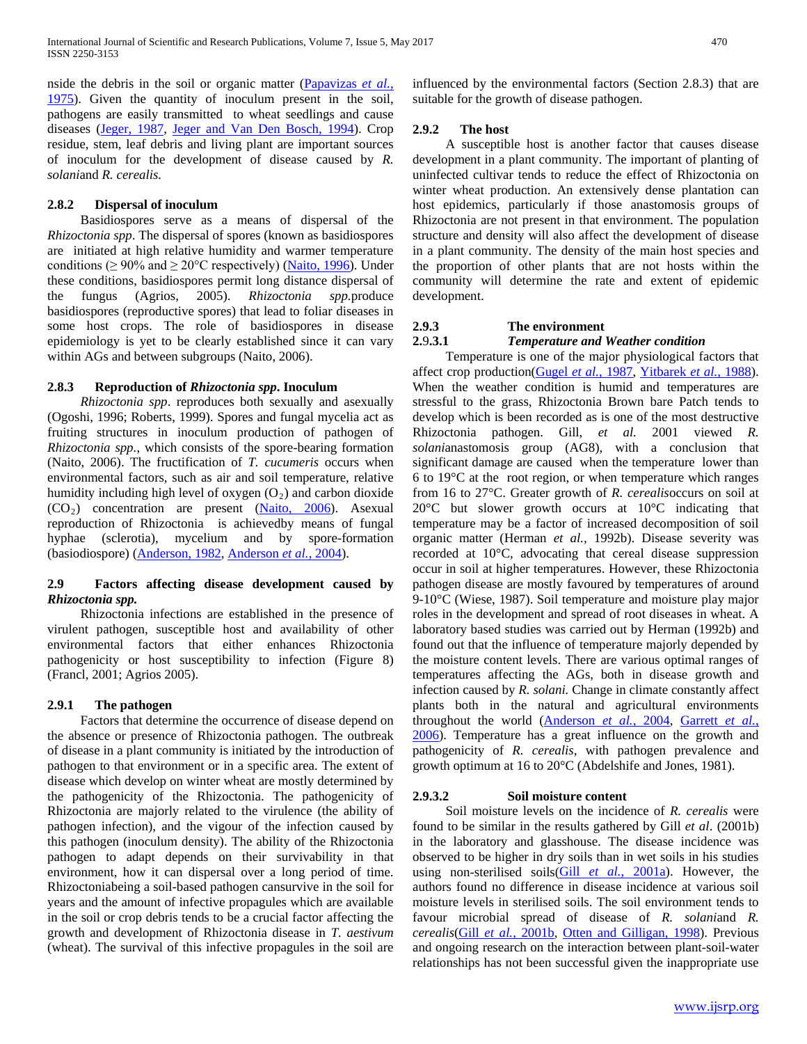nside the debris in the soil or organic matter (Papavizas *et al.*, 1975). Given the quantity of inoculum present in the soil, pathogens are easily transmitted to wheat seedlings and cause diseases (Jeger, 1987, Jeger and Van Den Bosch, 1994). Crop residue, stem, leaf debris and living plant are important sources of inoculum for the development of disease caused by *R. solani*and *R. cerealis.*

### 2.8.2 Dispersal of inoculum

Basidiospores serve as a means of dispersal of the *Rhizoctonia spp*. The dispersal of spores (known as basidiospores are initiated at high relative humidity and warmer temperature conditions ($\geq$ 90% and $\geq$ 20°C respectively) (Naito, 1996). Under these conditions, basidiospores permit long distance dispersal of the fungus (Agrios, 2005). *Rhizoctonia spp.*produce basidiospores (reproductive spores) that lead to foliar diseases in some host crops. The role of basidiospores in disease epidemiology is yet to be clearly established since it can vary within AGs and between subgroups (Naito, 2006).

### 2.8.3 Reproduction of *Rhizoctonia spp*. Inoculum

*Rhizoctonia spp*. reproduces both sexually and asexually (Ogoshi, 1996; Roberts, 1999). Spores and fungal mycelia act as fruiting structures in inoculum production of pathogen of *Rhizoctonia spp.*, which consists of the spore-bearing formation (Naito, 2006). The fructification of *T. cucumeris* occurs when environmental factors, such as air and soil temperature, relative humidity including high level of oxygen ($O_2$) and carbon dioxide ($CO_2$) concentration are present (Naito, 2006). Asexual reproduction of Rhizoctonia is achievedby means of fungal hyphae (sclerotia), mycelium and by spore-formation (basiodiospore) (Anderson, 1982, Anderson *et al.*, 2004).

## 2.9 Factors affecting disease development caused by *Rhizoctonia spp.*

Rhizoctonia infections are established in the presence of virulent pathogen, susceptible host and availability of other environmental factors that either enhances Rhizoctonia pathogenicity or host susceptibility to infection (Figure 8) (Francl, 2001; Agrios 2005).

### 2.9.1 The pathogen

Factors that determine the occurrence of disease depend on the absence or presence of Rhizoctonia pathogen. The outbreak of disease in a plant community is initiated by the introduction of pathogen to that environment or in a specific area. The extent of disease which develop on winter wheat are mostly determined by the pathogenicity of the Rhizoctonia. The pathogenicity of Rhizoctonia are majorly related to the virulence (the ability of pathogen infection), and the vigour of the infection caused by this pathogen (inoculum density). The ability of the Rhizoctonia pathogen to adapt depends on their survivability in that environment, how it can dispersal over a long period of time. Rhizoctoniabeing a soil-based pathogen cansurvive in the soil for years and the amount of infective propagules which are available in the soil or crop debris tends to be a crucial factor affecting the growth and development of Rhizoctonia disease in *T. aestivum* (wheat). The survival of this infective propagules in the soil are influenced by the environmental factors (Section 2.8.3) that are suitable for the growth of disease pathogen.

### 2.9.2 The host

A susceptible host is another factor that causes disease development in a plant community. The important of planting of uninfected cultivar tends to reduce the effect of Rhizoctonia on winter wheat production. An extensively dense plantation can host epidemics, particularly if those anastomosis groups of Rhizoctonia are not present in that environment. The population structure and density will also affect the development of disease in a plant community. The density of the main host species and the proportion of other plants that are not hosts within the community will determine the rate and extent of epidemic development.

### 2.9.3 The environment

#### 2.9.3.1 *Temperature and Weather condition*

Temperature is one of the major physiological factors that affect crop production(Gugel *et al.*, 1987, Yitbarek *et al.*, 1988). When the weather condition is humid and temperatures are stressful to the grass, Rhizoctonia Brown bare Patch tends to develop which is been recorded as is one of the most destructive Rhizoctonia pathogen. Gill, *et al.* 2001 viewed *R. solani*anastomosis group (AG8), with a conclusion that significant damage are caused when the temperature lower than 6 to 19°C at the root region, or when temperature which ranges from 16 to 27°C. Greater growth of *R. cerealis*occurs on soil at 20°C but slower growth occurs at 10°C indicating that temperature may be a factor of increased decomposition of soil organic matter (Herman *et al.*, 1992b). Disease severity was recorded at 10°C, advocating that cereal disease suppression occur in soil at higher temperatures. However, these Rhizoctonia pathogen disease are mostly favoured by temperatures of around 9-10°C (Wiese, 1987). Soil temperature and moisture play major roles in the development and spread of root diseases in wheat. A laboratory based studies was carried out by Herman (1992b) and found out that the influence of temperature majorly depended by the moisture content levels. There are various optimal ranges of temperatures affecting the AGs, both in disease growth and infection caused by *R. solani.* Change in climate constantly affect plants both in the natural and agricultural environments throughout the world (Anderson *et al.*, 2004, Garrett *et al.*, 2006). Temperature has a great influence on the growth and pathogenicity of *R. cerealis*, with pathogen prevalence and growth optimum at 16 to 20°C (Abdelshife and Jones, 1981).

#### 2.9.3.2 Soil moisture content

Soil moisture levels on the incidence of *R. cerealis* were found to be similar in the results gathered by Gill *et al*. (2001b) in the laboratory and glasshouse. The disease incidence was observed to be higher in dry soils than in wet soils in his studies using non-sterilised soils(Gill *et al.*, 2001a). However, the authors found no difference in disease incidence at various soil moisture levels in sterilised soils. The soil environment tends to favour microbial spread of disease of *R. solani*and *R. cerealis*(Gill *et al.*, 2001b, Otten and Gilligan, 1998). Previous and ongoing research on the interaction between plant-soil-water relationships has not been successful given the inappropriate use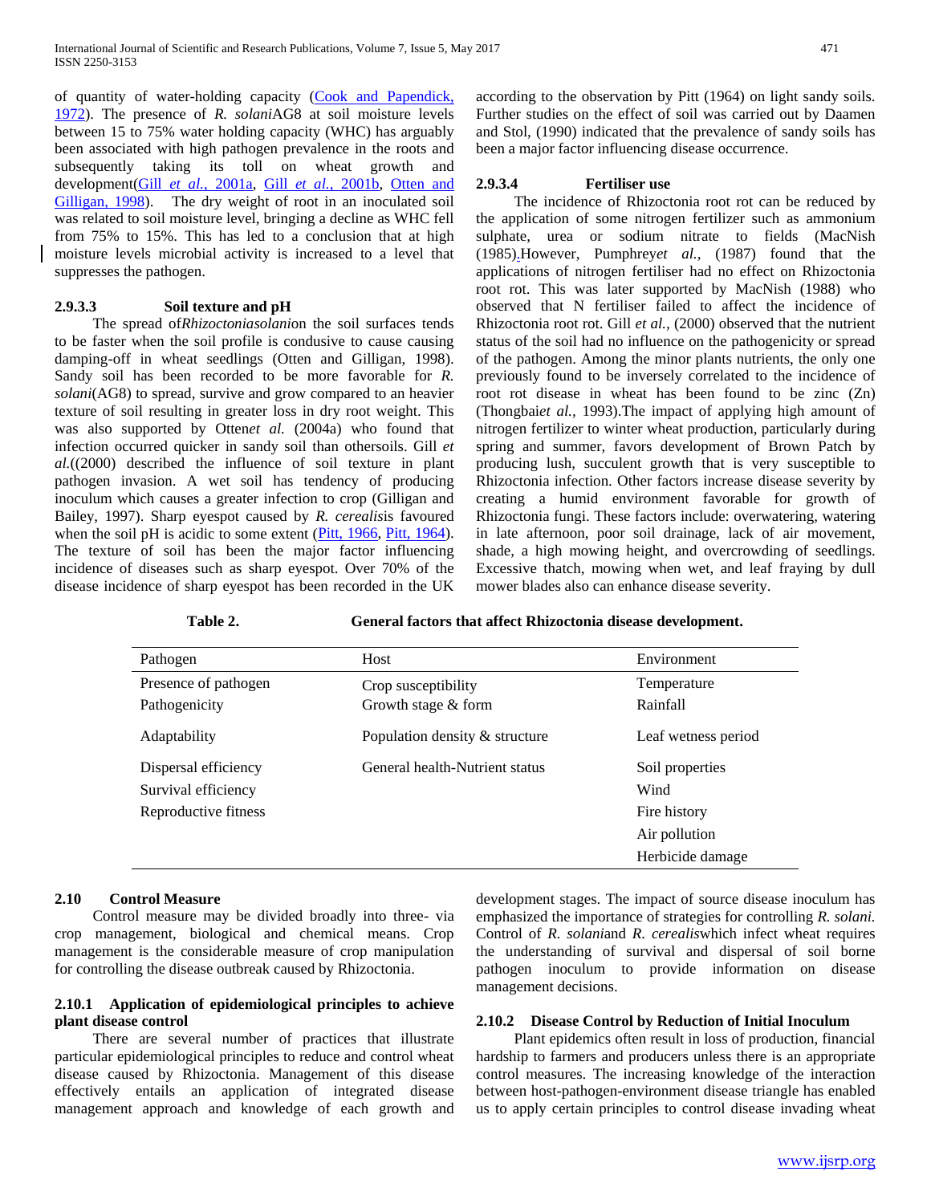of quantity of water-holding capacity (Cook and Papendick, 1972). The presence of *R. solani*AG8 at soil moisture levels between 15 to 75% water holding capacity (WHC) has arguably been associated with high pathogen prevalence in the roots and subsequently taking its toll on wheat growth and development(Gill *et al.*, 2001a, Gill *et al.*, 2001b, Otten and Gilligan, 1998). The dry weight of root in an inoculated soil was related to soil moisture level, bringing a decline as WHC fell from 75% to 15%. This has led to a conclusion that at high moisture levels microbial activity is increased to a level that suppresses the pathogen.

#### 2.9.3.3 Soil texture and pH

The spread of*Rhizoctoniasolani*on the soil surfaces tends to be faster when the soil profile is condusive to cause causing damping-off in wheat seedlings (Otten and Gilligan, 1998). Sandy soil has been recorded to be more favorable for *R. solani*(AG8) to spread, survive and grow compared to an heavier texture of soil resulting in greater loss in dry root weight. This was also supported by Otten*et al.* (2004a) who found that infection occurred quicker in sandy soil than othersoils. Gill *et al.*((2000) described the influence of soil texture in plant pathogen invasion. A wet soil has tendency of producing inoculum which causes a greater infection to crop (Gilligan and Bailey, 1997). Sharp eyespot caused by *R. cerealis*is favoured when the soil pH is acidic to some extent (Pitt, 1966, Pitt, 1964). The texture of soil has been the major factor influencing incidence of diseases such as sharp eyespot. Over 70% of the disease incidence of sharp eyespot has been recorded in the UK according to the observation by Pitt (1964) on light sandy soils. Further studies on the effect of soil was carried out by Daamen and Stol, (1990) indicated that the prevalence of sandy soils has been a major factor influencing disease occurrence.

#### 2.9.3.4 Fertiliser use

The incidence of Rhizoctonia root rot can be reduced by the application of some nitrogen fertilizer such as ammonium sulphate, urea or sodium nitrate to fields (MacNish (1985).However, Pumphrey*et al.,* (1987) found that the applications of nitrogen fertiliser had no effect on Rhizoctonia root rot. This was later supported by MacNish (1988) who observed that N fertiliser failed to affect the incidence of Rhizoctonia root rot. Gill *et al.,* (2000) observed that the nutrient status of the soil had no influence on the pathogenicity or spread of the pathogen. Among the minor plants nutrients, the only one previously found to be inversely correlated to the incidence of root rot disease in wheat has been found to be zinc (Zn) (Thongbai*et al.,* 1993).The impact of applying high amount of nitrogen fertilizer to winter wheat production, particularly during spring and summer, favors development of Brown Patch by producing lush, succulent growth that is very susceptible to Rhizoctonia infection. Other factors increase disease severity by creating a humid environment favorable for growth of Rhizoctonia fungi. These factors include: overwatering, watering in late afternoon, poor soil drainage, lack of air movement, shade, a high mowing height, and overcrowding of seedlings. Excessive thatch, mowing when wet, and leaf fraying by dull mower blades also can enhance disease severity.

**Table 2. General factors that affect Rhizoctonia disease development.**

| Pathogen | Host | Environment |
|---|---|---|
| Presence of pathogen | Crop susceptibility | Temperature |
| Pathogenicity | Growth stage & form | Rainfall |
| Adaptability | Population density & structure | Leaf wetness period |
| Dispersal efficiency | General health-Nutrient status | Soil properties |
| Survival efficiency | | Wind |
| Reproductive fitness | | Fire history |
| | | Air pollution |
| | | Herbicide damage |

## 2.10 Control Measure

Control measure may be divided broadly into three- via crop management, biological and chemical means. Crop management is the considerable measure of crop manipulation for controlling the disease outbreak caused by Rhizoctonia.

### 2.10.1 Application of epidemiological principles to achieve plant disease control

There are several number of practices that illustrate particular epidemiological principles to reduce and control wheat disease caused by Rhizoctonia. Management of this disease effectively entails an application of integrated disease management approach and knowledge of each growth and development stages. The impact of source disease inoculum has emphasized the importance of strategies for controlling *R. solani.* Control of *R. solani*and *R. cerealis*which infect wheat requires the understanding of survival and dispersal of soil borne pathogen inoculum to provide information on disease management decisions.

### 2.10.2 Disease Control by Reduction of Initial Inoculum

Plant epidemics often result in loss of production, financial hardship to farmers and producers unless there is an appropriate control measures. The increasing knowledge of the interaction between host-pathogen-environment disease triangle has enabled us to apply certain principles to control disease invading wheat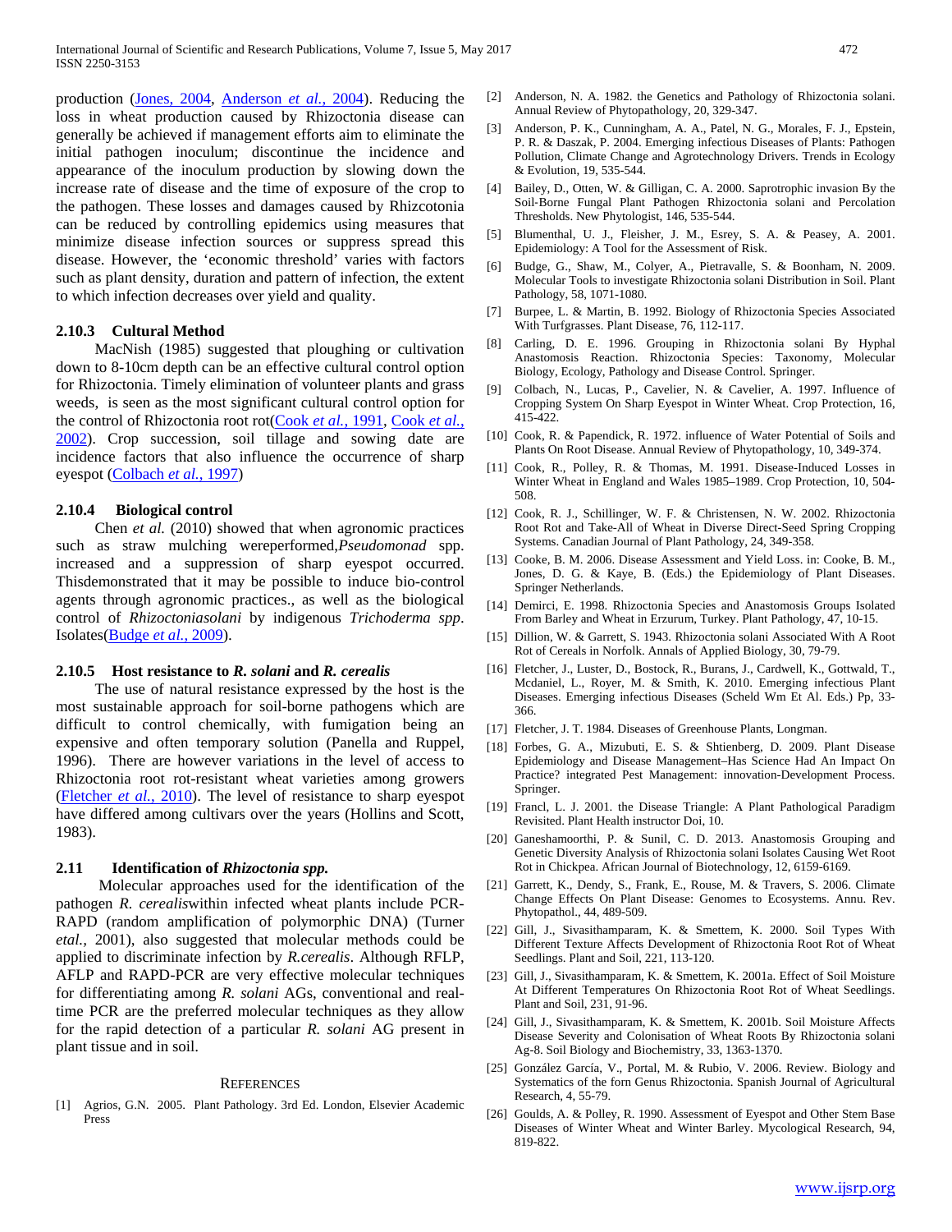production (Jones, 2004, Anderson *et al.,* 2004). Reducing the loss in wheat production caused by Rhizoctonia disease can generally be achieved if management efforts aim to eliminate the initial pathogen inoculum; discontinue the incidence and appearance of the inoculum production by slowing down the increase rate of disease and the time of exposure of the crop to the pathogen. These losses and damages caused by Rhizcotonia can be reduced by controlling epidemics using measures that minimize disease infection sources or suppress spread this disease. However, the 'economic threshold' varies with factors such as plant density, duration and pattern of infection, the extent to which infection decreases over yield and quality.

### 2.10.3 Cultural Method

MacNish (1985) suggested that ploughing or cultivation down to 8-10cm depth can be an effective cultural control option for Rhizoctonia. Timely elimination of volunteer plants and grass weeds, is seen as the most significant cultural control option for the control of Rhizoctonia root rot(Cook *et al.,* 1991, Cook *et al.,* 2002). Crop succession, soil tillage and sowing date are incidence factors that also influence the occurrence of sharp eyespot (Colbach *et al.,* 1997)

### 2.10.4 Biological control

Chen *et al.* (2010) showed that when agronomic practices such as straw mulching wereperformed,*Pseudomonad* spp. increased and a suppression of sharp eyespot occurred. Thisdemonstrated that it may be possible to induce bio-control agents through agronomic practices., as well as the biological control of *Rhizoctoniasolani* by indigenous *Trichoderma spp*. Isolates(Budge *et al.,* 2009).

### 2.10.5 Host resistance to *R. solani* and *R. cerealis*

The use of natural resistance expressed by the host is the most sustainable approach for soil-borne pathogens which are difficult to control chemically, with fumigation being an expensive and often temporary solution (Panella and Ruppel, 1996). There are however variations in the level of access to Rhizoctonia root rot-resistant wheat varieties among growers (Fletcher *et al.,* 2010). The level of resistance to sharp eyespot have differed among cultivars over the years (Hollins and Scott, 1983).

## 2.11 Identification of *Rhizoctonia spp.*

Molecular approaches used for the identification of the pathogen *R. cerealis*within infected wheat plants include PCR-RAPD (random amplification of polymorphic DNA) (Turner *etal.,* 2001), also suggested that molecular methods could be applied to discriminate infection by *R.cerealis*. Although RFLP, AFLP and RAPD-PCR are very effective molecular techniques for differentiating among *R. solani* AGs, conventional and real-time PCR are the preferred molecular techniques as they allow for the rapid detection of a particular *R. solani* AG present in plant tissue and in soil.

## References

[1] Agrios, G.N. 2005. Plant Pathology. 3rd Ed. London, Elsevier Academic Press

[2] Anderson, N. A. 1982. the Genetics and Pathology of Rhizoctonia solani. Annual Review of Phytopathology, 20, 329-347.

[3] Anderson, P. K., Cunningham, A. A., Patel, N. G., Morales, F. J., Epstein, P. R. & Daszak, P. 2004. Emerging infectious Diseases of Plants: Pathogen Pollution, Climate Change and Agrotechnology Drivers. Trends in Ecology & Evolution, 19, 535-544.

[4] Bailey, D., Otten, W. & Gilligan, C. A. 2000. Saprotrophic invasion By the Soil-Borne Fungal Plant Pathogen Rhizoctonia solani and Percolation Thresholds. New Phytologist, 146, 535-544.

[5] Blumenthal, U. J., Fleisher, J. M., Esrey, S. A. & Peasey, A. 2001. Epidemiology: A Tool for the Assessment of Risk.

[6] Budge, G., Shaw, M., Colyer, A., Pietravalle, S. & Boonham, N. 2009. Molecular Tools to investigate Rhizoctonia solani Distribution in Soil. Plant Pathology, 58, 1071-1080.

[7] Burpee, L. & Martin, B. 1992. Biology of Rhizoctonia Species Associated With Turfgrasses. Plant Disease, 76, 112-117.

[8] Carling, D. E. 1996. Grouping in Rhizoctonia solani By Hyphal Anastomosis Reaction. Rhizoctonia Species: Taxonomy, Molecular Biology, Ecology, Pathology and Disease Control. Springer.

[9] Colbach, N., Lucas, P., Cavelier, N. & Cavelier, A. 1997. Influence of Cropping System On Sharp Eyespot in Winter Wheat. Crop Protection, 16, 415-422.

[10] Cook, R. & Papendick, R. 1972. influence of Water Potential of Soils and Plants On Root Disease. Annual Review of Phytopathology, 10, 349-374.

[11] Cook, R., Polley, R. & Thomas, M. 1991. Disease-Induced Losses in Winter Wheat in England and Wales 1985–1989. Crop Protection, 10, 504-508.

[12] Cook, R. J., Schillinger, W. F. & Christensen, N. W. 2002. Rhizoctonia Root Rot and Take-All of Wheat in Diverse Direct-Seed Spring Cropping Systems. Canadian Journal of Plant Pathology, 24, 349-358.

[13] Cooke, B. M. 2006. Disease Assessment and Yield Loss. in: Cooke, B. M., Jones, D. G. & Kaye, B. (Eds.) the Epidemiology of Plant Diseases. Springer Netherlands.

[14] Demirci, E. 1998. Rhizoctonia Species and Anastomosis Groups Isolated From Barley and Wheat in Erzurum, Turkey. Plant Pathology, 47, 10-15.

[15] Dillion, W. & Garrett, S. 1943. Rhizoctonia solani Associated With A Root Rot of Cereals in Norfolk. Annals of Applied Biology, 30, 79-79.

[16] Fletcher, J., Luster, D., Bostock, R., Burans, J., Cardwell, K., Gottwald, T., Mcdaniel, L., Royer, M. & Smith, K. 2010. Emerging infectious Plant Diseases. Emerging infectious Diseases (Scheld Wm Et Al. Eds.) Pp, 33-366.

[17] Fletcher, J. T. 1984. Diseases of Greenhouse Plants, Longman.

[18] Forbes, G. A., Mizubuti, E. S. & Shtienberg, D. 2009. Plant Disease Epidemiology and Disease Management–Has Science Had An Impact On Practice? integrated Pest Management: innovation-Development Process. Springer.

[19] Francl, L. J. 2001. the Disease Triangle: A Plant Pathological Paradigm Revisited. Plant Health instructor Doi, 10.

[20] Ganeshamoorthi, P. & Sunil, C. D. 2013. Anastomosis Grouping and Genetic Diversity Analysis of Rhizoctonia solani Isolates Causing Wet Root Rot in Chickpea. African Journal of Biotechnology, 12, 6159-6169.

[21] Garrett, K., Dendy, S., Frank, E., Rouse, M. & Travers, S. 2006. Climate Change Effects On Plant Disease: Genomes to Ecosystems. Annu. Rev. Phytopathol., 44, 489-509.

[22] Gill, J., Sivasithamparam, K. & Smettem, K. 2000. Soil Types With Different Texture Affects Development of Rhizoctonia Root Rot of Wheat Seedlings. Plant and Soil, 221, 113-120.

[23] Gill, J., Sivasithamparam, K. & Smettem, K. 2001a. Effect of Soil Moisture At Different Temperatures On Rhizoctonia Root Rot of Wheat Seedlings. Plant and Soil, 231, 91-96.

[24] Gill, J., Sivasithamparam, K. & Smettem, K. 2001b. Soil Moisture Affects Disease Severity and Colonisation of Wheat Roots By Rhizoctonia solani Ag-8. Soil Biology and Biochemistry, 33, 1363-1370.

[25] González García, V., Portal, M. & Rubio, V. 2006. Review. Biology and Systematics of the forn Genus Rhizoctonia. Spanish Journal of Agricultural Research, 4, 55-79.

[26] Goulds, A. & Polley, R. 1990. Assessment of Eyespot and Other Stem Base Diseases of Winter Wheat and Winter Barley. Mycological Research, 94, 819-822.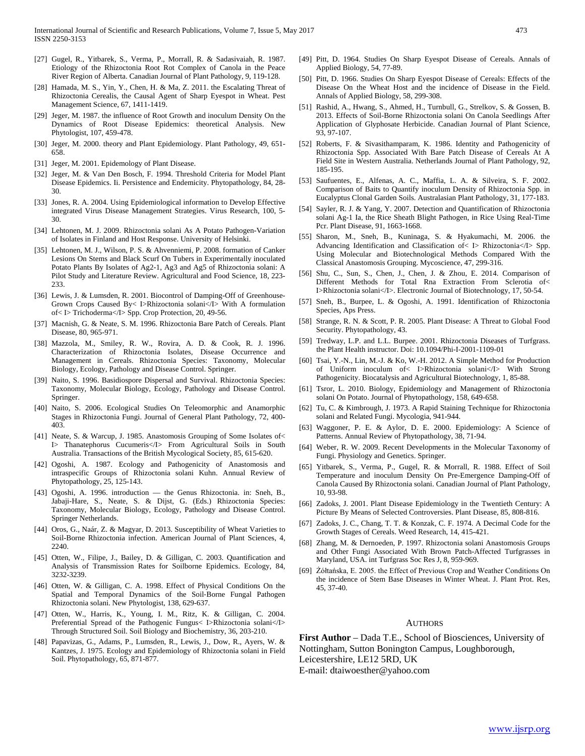[27] Gugel, R., Yitbarek, S., Verma, P., Morrall, R. & Sadasivaiah, R. 1987. Etiology of the Rhizoctonia Root Rot Complex of Canola in the Peace River Region of Alberta. Canadian Journal of Plant Pathology, 9, 119-128.

[28] Hamada, M. S., Yin, Y., Chen, H. & Ma, Z. 2011. the Escalating Threat of Rhizoctonia Cerealis, the Causal Agent of Sharp Eyespot in Wheat. Pest Management Science, 67, 1411-1419.

[29] Jeger, M. 1987. the influence of Root Growth and inoculum Density On the Dynamics of Root Disease Epidemics: theoretical Analysis. New Phytologist, 107, 459-478.

[30] Jeger, M. 2000. theory and Plant Epidemiology. Plant Pathology, 49, 651-658.

[31] Jeger, M. 2001. Epidemology of Plant Disease.

[32] Jeger, M. & Van Den Bosch, F. 1994. Threshold Criteria for Model Plant Disease Epidemics. Ii. Persistence and Endemicity. Phytopathology, 84, 28-30.

[33] Jones, R. A. 2004. Using Epidemiological information to Develop Effective integrated Virus Disease Management Strategies. Virus Research, 100, 5-30.

[34] Lehtonen, M. J. 2009. Rhizoctonia solani As A Potato Pathogen-Variation of Isolates in Finland and Host Response. University of Helsinki.

[35] Lehtonen, M. J., Wilson, P. S. & Ahvenniemi, P. 2008. formation of Canker Lesions On Stems and Black Scurf On Tubers in Experimentally inoculated Potato Plants By Isolates of Ag2-1, Ag3 and Ag5 of Rhizoctonia solani: A Pilot Study and Literature Review. Agricultural and Food Science, 18, 223-233.

[36] Lewis, J. & Lumsden, R. 2001. Biocontrol of Damping-Off of Greenhouse-Grown Crops Caused By< I>Rhizoctonia solani</I> With A formulation of< I> Trichoderma</I> Spp. Crop Protection, 20, 49-56.

[37] Macnish, G. & Neate, S. M. 1996. Rhizoctonia Bare Patch of Cereals. Plant Disease, 80, 965-971.

[38] Mazzola, M., Smiley, R. W., Rovira, A. D. & Cook, R. J. 1996. Characterization of Rhizoctonia Isolates, Disease Occurrence and Management in Cereals. Rhizoctonia Species: Taxonomy, Molecular Biology, Ecology, Pathology and Disease Control. Springer.

[39] Naito, S. 1996. Basidiospore Dispersal and Survival. Rhizoctonia Species: Taxonomy, Molecular Biology, Ecology, Pathology and Disease Control. Springer.

[40] Naito, S. 2006. Ecological Studies On Teleomorphic and Anamorphic Stages in Rhizoctonia Fungi. Journal of General Plant Pathology, 72, 400-403.

[41] Neate, S. & Warcup, J. 1985. Anastomosis Grouping of Some Isolates of< I> Thanatephorus Cucumeris</I> From Agricultural Soils in South Australia. Transactions of the British Mycological Society, 85, 615-620.

[42] Ogoshi, A. 1987. Ecology and Pathogenicity of Anastomosis and intraspecific Groups of Rhizoctonia solani Kuhn. Annual Review of Phytopathology, 25, 125-143.

[43] Ogoshi, A. 1996. introduction — the Genus Rhizoctonia. in: Sneh, B., Jabaji-Hare, S., Neate, S. & Dijst, G. (Eds.) Rhizoctonia Species: Taxonomy, Molecular Biology, Ecology, Pathology and Disease Control. Springer Netherlands.

[44] Oros, G., Naár, Z. & Magyar, D. 2013. Susceptibility of Wheat Varieties to Soil-Borne Rhizoctonia infection. American Journal of Plant Sciences, 4, 2240.

[45] Otten, W., Filipe, J., Bailey, D. & Gilligan, C. 2003. Quantification and Analysis of Transmission Rates for Soilborne Epidemics. Ecology, 84, 3232-3239.

[46] Otten, W. & Gilligan, C. A. 1998. Effect of Physical Conditions On the Spatial and Temporal Dynamics of the Soil-Borne Fungal Pathogen Rhizoctonia solani. New Phytologist, 138, 629-637.

[47] Otten, W., Harris, K., Young, I. M., Ritz, K. & Gilligan, C. 2004. Preferential Spread of the Pathogenic Fungus< I>Rhizoctonia solani</I> Through Structured Soil. Soil Biology and Biochemistry, 36, 203-210.

[48] Papavizas, G., Adams, P., Lumsden, R., Lewis, J., Dow, R., Ayers, W. & Kantzes, J. 1975. Ecology and Epidemiology of Rhizoctonia solani in Field Soil. Phytopathology, 65, 871-877.

[49] Pitt, D. 1964. Studies On Sharp Eyespot Disease of Cereals. Annals of Applied Biology, 54, 77-89.

[50] Pitt, D. 1966. Studies On Sharp Eyespot Disease of Cereals: Effects of the Disease On the Wheat Host and the incidence of Disease in the Field. Annals of Applied Biology, 58, 299-308.

[51] Rashid, A., Hwang, S., Ahmed, H., Turnbull, G., Strelkov, S. & Gossen, B. 2013. Effects of Soil-Borne Rhizoctonia solani On Canola Seedlings After Application of Glyphosate Herbicide. Canadian Journal of Plant Science, 93, 97-107.

[52] Roberts, F. & Sivasithamparam, K. 1986. Identity and Pathogenicity of Rhizoctonia Spp. Associated With Bare Patch Disease of Cereals At A Field Site in Western Australia. Netherlands Journal of Plant Pathology, 92, 185-195.

[53] Saufuentes, E., Alfenas, A. C., Maffia, L. A. & Silveira, S. F. 2002. Comparison of Baits to Quantify inoculum Density of Rhizoctonia Spp. in Eucalyptus Clonal Garden Soils. Australasian Plant Pathology, 31, 177-183.

[54] Sayler, R. J. & Yang, Y. 2007. Detection and Quantification of Rhizoctonia solani Ag-1 Ia, the Rice Sheath Blight Pathogen, in Rice Using Real-Time Pcr. Plant Disease, 91, 1663-1668.

[55] Sharon, M., Sneh, B., Kuninaga, S. & Hyakumachi, M. 2006. the Advancing Identification and Classification of< I> Rhizoctonia</I> Spp. Using Molecular and Biotechnological Methods Compared With the Classical Anastomosis Grouping. Mycoscience, 47, 299-316.

[56] Shu, C., Sun, S., Chen, J., Chen, J. & Zhou, E. 2014. Comparison of Different Methods for Total Rna Extraction From Sclerotia of< I>Rhizoctonia solani</I>. Electronic Journal of Biotechnology, 17, 50-54.

[57] Sneh, B., Burpee, L. & Ogoshi, A. 1991. Identification of Rhizoctonia Species, Aps Press.

[58] Strange, R. N. & Scott, P. R. 2005. Plant Disease: A Threat to Global Food Security. Phytopathology, 43.

[59] Tredway, L.P. and L.L. Burpee. 2001. Rhizoctonia Diseases of Turfgrass. the Plant Health instructor. Doi: 10.1094/Phi-I-2001-1109-01

[60] Tsai, Y.-N., Lin, M.-J. & Ko, W.-H. 2012. A Simple Method for Production of Uniform inoculum of< I>Rhizoctonia solani</I> With Strong Pathogenicity. Biocatalysis and Agricultural Biotechnology, 1, 85-88.

[61] Tsror, L. 2010. Biology, Epidemiology and Management of Rhizoctonia solani On Potato. Journal of Phytopathology, 158, 649-658.

[62] Tu, C. & Kimbrough, J. 1973. A Rapid Staining Technique for Rhizoctonia solani and Related Fungi. Mycologia, 941-944.

[63] Waggoner, P. E. & Aylor, D. E. 2000. Epidemiology: A Science of Patterns. Annual Review of Phytopathology, 38, 71-94.

[64] Weber, R. W. 2009. Recent Developments in the Molecular Taxonomy of Fungi. Physiology and Genetics. Springer.

[65] Yitbarek, S., Verma, P., Gugel, R. & Morrall, R. 1988. Effect of Soil Temperature and inoculum Density On Pre-Emergence Damping-Off of Canola Caused By Rhizoctonia solani. Canadian Journal of Plant Pathology, 10, 93-98.

[66] Zadoks, J. 2001. Plant Disease Epidemiology in the Twentieth Century: A Picture By Means of Selected Controversies. Plant Disease, 85, 808-816.

[67] Zadoks, J. C., Chang, T. T. & Konzak, C. F. 1974. A Decimal Code for the Growth Stages of Cereals. Weed Research, 14, 415-421.

[68] Zhang, M. & Dernoeden, P. 1997. Rhizoctonia solani Anastomosis Groups and Other Fungi Associated With Brown Patch-Affected Turfgrasses in Maryland, USA. int Turfgrass Soc Res J, 8, 959-969.

[69] Żółtańska, E. 2005. the Effect of Previous Crop and Weather Conditions On the incidence of Stem Base Diseases in Winter Wheat. J. Plant Prot. Res, 45, 37-40.

## AUTHORS

**First Author** – Dada T.E., School of Biosciences, University of Nottingham, Sutton Bonington Campus, Loughborough, Leicestershire, LE12 5RD, UK
E-mail: dtaiwoesther@yahoo.com